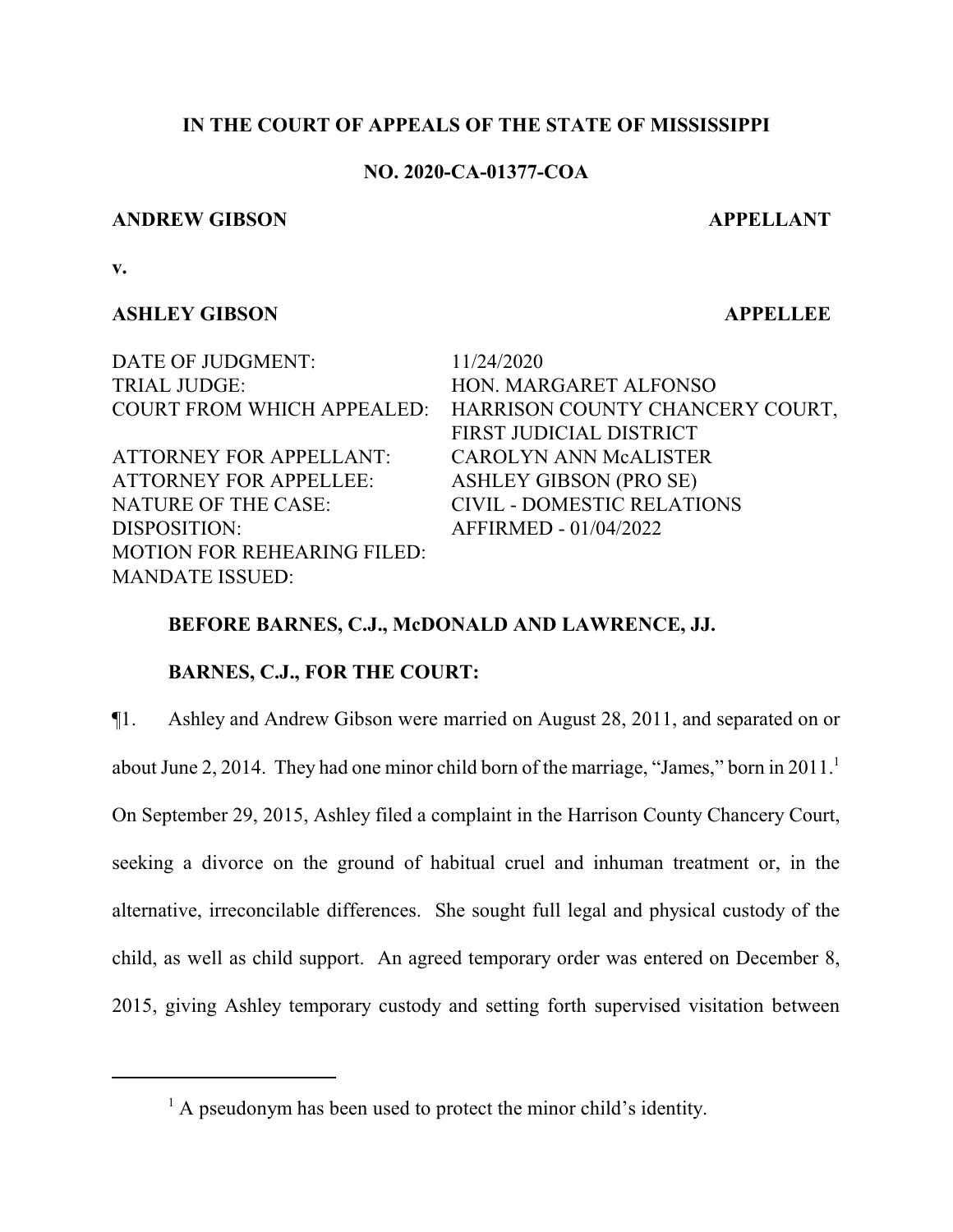**IN THE COURT OF APPEALS OF THE STATE OF MISSISSIPPI**

**NO. 2020-CA-01377-COA**

**ANDREW GIBSON** **APPELLANT**

**v.**

**ASHLEY GIBSON** **APPELLEE**

| | |
|---|---|
| DATE OF JUDGMENT: | 11/24/2020 |
| TRIAL JUDGE: | HON. MARGARET ALFONSO |
| COURT FROM WHICH APPEALED: | HARRISON COUNTY CHANCERY COURT, FIRST JUDICIAL DISTRICT |
| ATTORNEY FOR APPELLANT: | CAROLYN ANN McALISTER |
| ATTORNEY FOR APPELLEE: | ASHLEY GIBSON (PRO SE) |
| NATURE OF THE CASE: | CIVIL - DOMESTIC RELATIONS |
| DISPOSITION: | AFFIRMED - 01/04/2022 |
| MOTION FOR REHEARING FILED: | |
| MANDATE ISSUED: | |

**BEFORE BARNES, C.J., McDONALD AND LAWRENCE, JJ.**

**BARNES, C.J., FOR THE COURT:**

¶1. Ashley and Andrew Gibson were married on August 28, 2011, and separated on or about June 2, 2014. They had one minor child born of the marriage, "James," born in 2011.[1] On September 29, 2015, Ashley filed a complaint in the Harrison County Chancery Court, seeking a divorce on the ground of habitual cruel and inhuman treatment or, in the alternative, irreconcilable differences. She sought full legal and physical custody of the child, as well as child support. An agreed temporary order was entered on December 8, 2015, giving Ashley temporary custody and setting forth supervised visitation between

[1] A pseudonym has been used to protect the minor child's identity.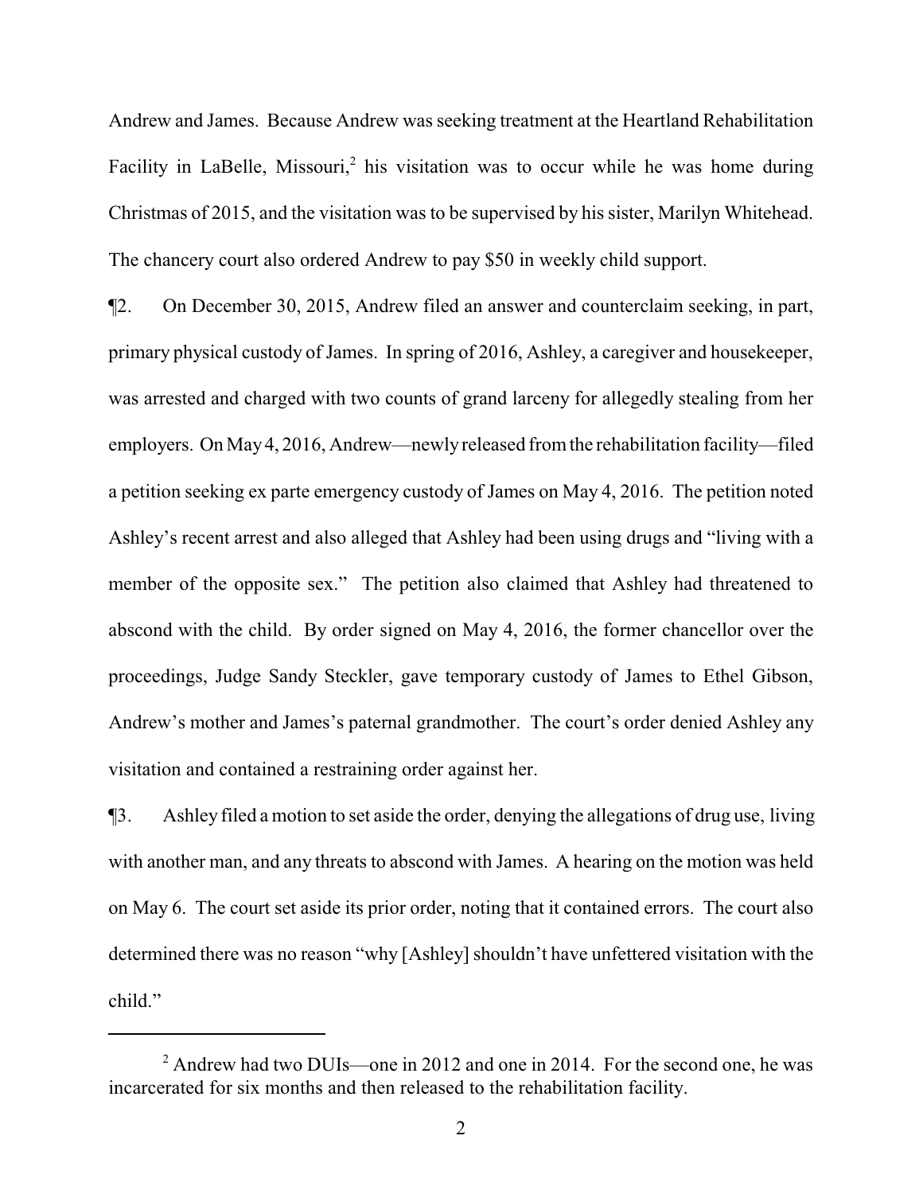Andrew and James. Because Andrew was seeking treatment at the Heartland Rehabilitation Facility in LaBelle, Missouri,[2] his visitation was to occur while he was home during Christmas of 2015, and the visitation was to be supervised by his sister, Marilyn Whitehead. The chancery court also ordered Andrew to pay $50 in weekly child support.

¶2. On December 30, 2015, Andrew filed an answer and counterclaim seeking, in part, primary physical custody of James. In spring of 2016, Ashley, a caregiver and housekeeper, was arrested and charged with two counts of grand larceny for allegedly stealing from her employers. On May 4, 2016, Andrew—newly released from the rehabilitation facility—filed a petition seeking ex parte emergency custody of James on May 4, 2016. The petition noted Ashley's recent arrest and also alleged that Ashley had been using drugs and "living with a member of the opposite sex." The petition also claimed that Ashley had threatened to abscond with the child. By order signed on May 4, 2016, the former chancellor over the proceedings, Judge Sandy Steckler, gave temporary custody of James to Ethel Gibson, Andrew's mother and James's paternal grandmother. The court's order denied Ashley any visitation and contained a restraining order against her.

¶3. Ashley filed a motion to set aside the order, denying the allegations of drug use, living with another man, and any threats to abscond with James. A hearing on the motion was held on May 6. The court set aside its prior order, noting that it contained errors. The court also determined there was no reason "why [Ashley] shouldn't have unfettered visitation with the child."

[2] Andrew had two DUIs—one in 2012 and one in 2014. For the second one, he was incarcerated for six months and then released to the rehabilitation facility.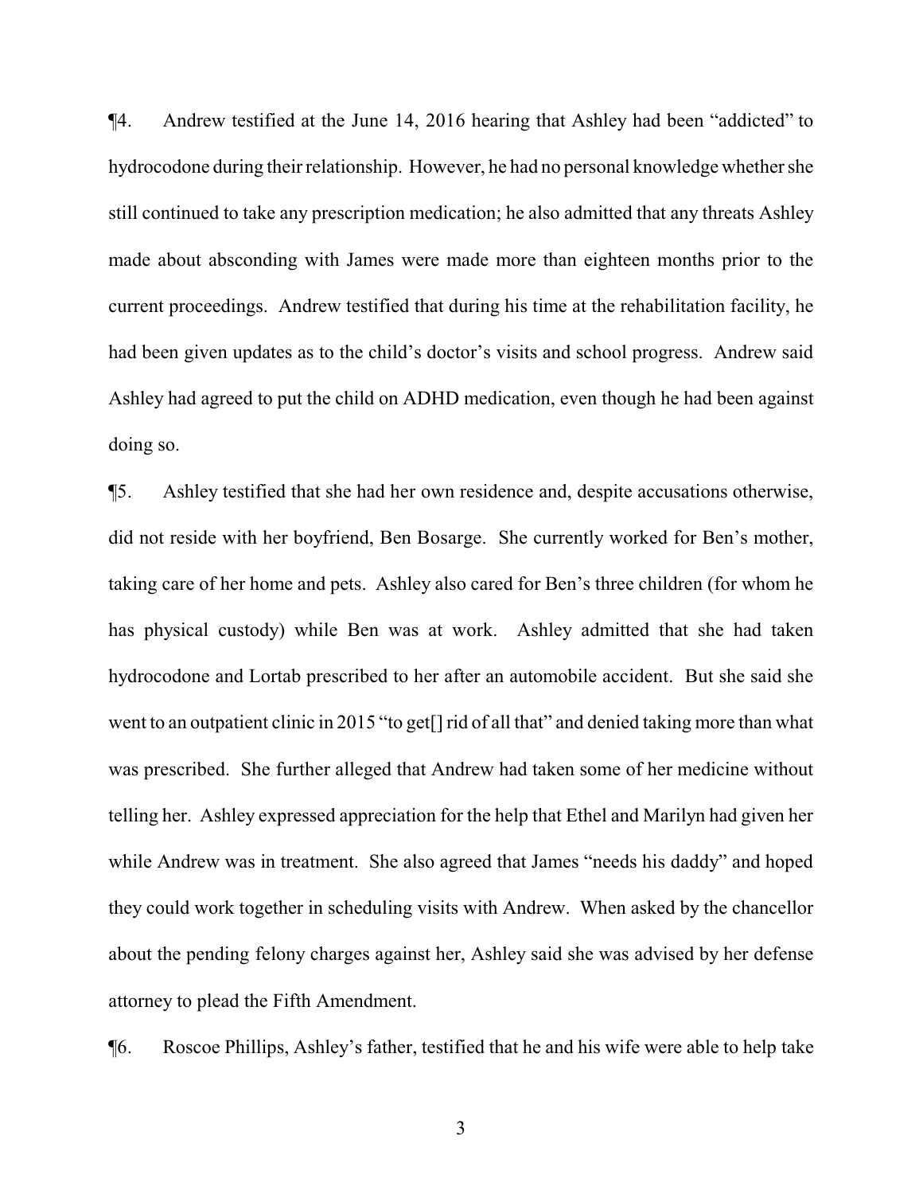¶4. Andrew testified at the June 14, 2016 hearing that Ashley had been "addicted" to hydrocodone during their relationship. However, he had no personal knowledge whether she still continued to take any prescription medication; he also admitted that any threats Ashley made about absconding with James were made more than eighteen months prior to the current proceedings. Andrew testified that during his time at the rehabilitation facility, he had been given updates as to the child's doctor's visits and school progress. Andrew said Ashley had agreed to put the child on ADHD medication, even though he had been against doing so.

¶5. Ashley testified that she had her own residence and, despite accusations otherwise, did not reside with her boyfriend, Ben Bosarge. She currently worked for Ben's mother, taking care of her home and pets. Ashley also cared for Ben's three children (for whom he has physical custody) while Ben was at work. Ashley admitted that she had taken hydrocodone and Lortab prescribed to her after an automobile accident. But she said she went to an outpatient clinic in 2015 "to get[] rid of all that" and denied taking more than what was prescribed. She further alleged that Andrew had taken some of her medicine without telling her. Ashley expressed appreciation for the help that Ethel and Marilyn had given her while Andrew was in treatment. She also agreed that James "needs his daddy" and hoped they could work together in scheduling visits with Andrew. When asked by the chancellor about the pending felony charges against her, Ashley said she was advised by her defense attorney to plead the Fifth Amendment.

¶6. Roscoe Phillips, Ashley's father, testified that he and his wife were able to help take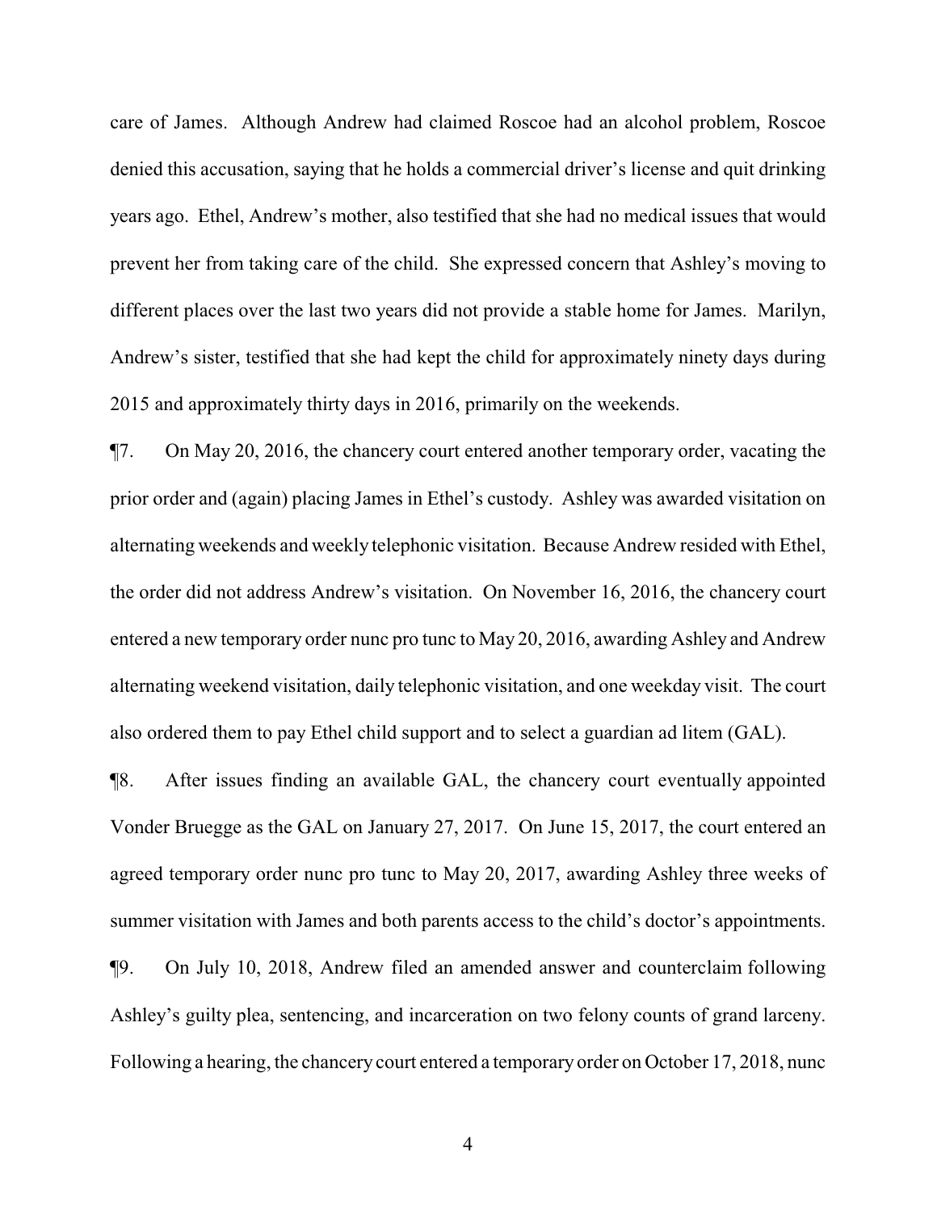care of James. Although Andrew had claimed Roscoe had an alcohol problem, Roscoe denied this accusation, saying that he holds a commercial driver's license and quit drinking years ago. Ethel, Andrew's mother, also testified that she had no medical issues that would prevent her from taking care of the child. She expressed concern that Ashley's moving to different places over the last two years did not provide a stable home for James. Marilyn, Andrew's sister, testified that she had kept the child for approximately ninety days during 2015 and approximately thirty days in 2016, primarily on the weekends.

¶7. On May 20, 2016, the chancery court entered another temporary order, vacating the prior order and (again) placing James in Ethel's custody. Ashley was awarded visitation on alternating weekends and weekly telephonic visitation. Because Andrew resided with Ethel, the order did not address Andrew's visitation. On November 16, 2016, the chancery court entered a new temporary order nunc pro tunc to May 20, 2016, awarding Ashley and Andrew alternating weekend visitation, daily telephonic visitation, and one weekday visit. The court also ordered them to pay Ethel child support and to select a guardian ad litem (GAL).

¶8. After issues finding an available GAL, the chancery court eventually appointed Vonder Bruegge as the GAL on January 27, 2017. On June 15, 2017, the court entered an agreed temporary order nunc pro tunc to May 20, 2017, awarding Ashley three weeks of summer visitation with James and both parents access to the child's doctor's appointments.

¶9. On July 10, 2018, Andrew filed an amended answer and counterclaim following Ashley's guilty plea, sentencing, and incarceration on two felony counts of grand larceny. Following a hearing, the chancery court entered a temporary order on October 17, 2018, nunc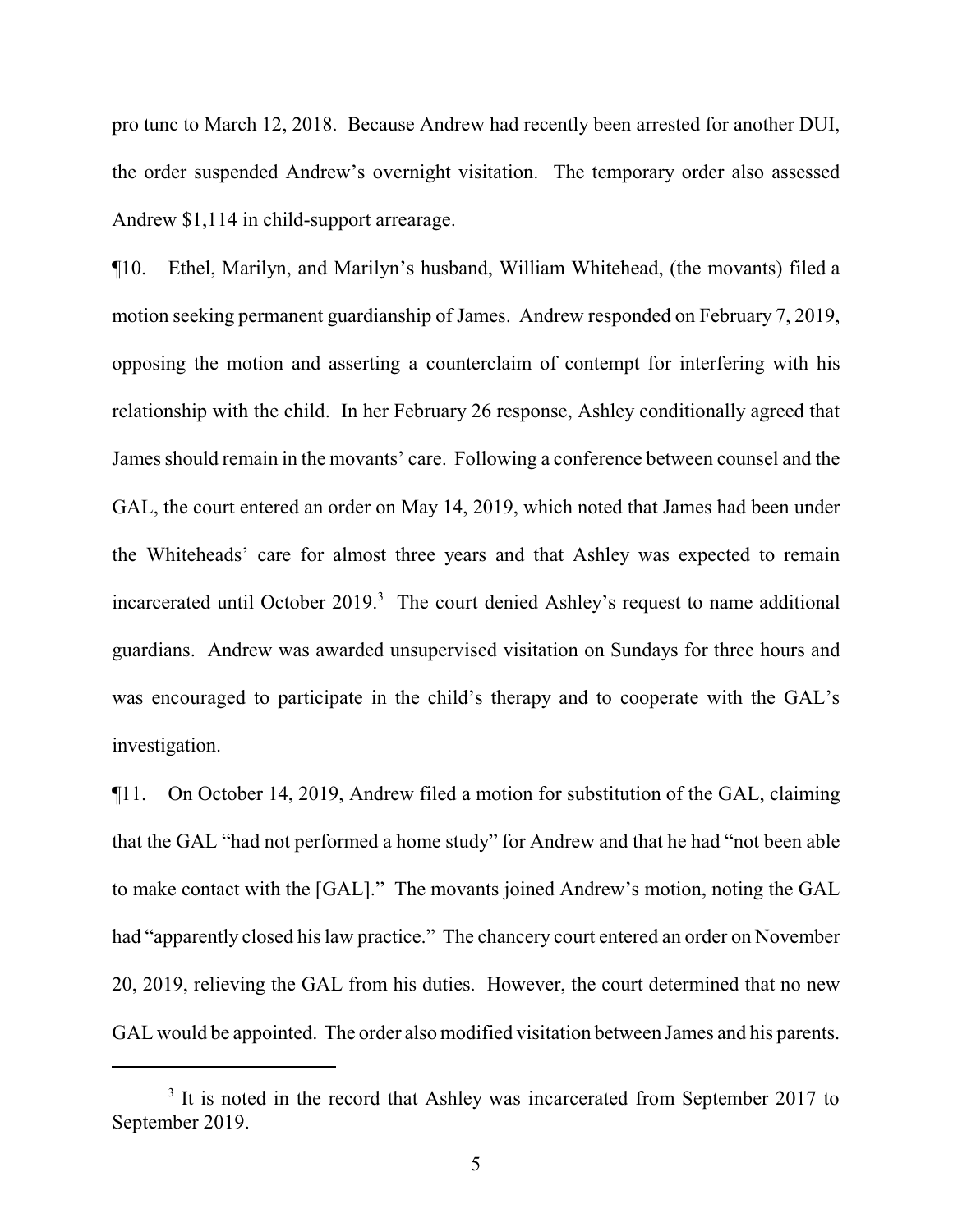pro tunc to March 12, 2018. Because Andrew had recently been arrested for another DUI, the order suspended Andrew's overnight visitation. The temporary order also assessed Andrew $1,114 in child-support arrearage.

¶10. Ethel, Marilyn, and Marilyn's husband, William Whitehead, (the movants) filed a motion seeking permanent guardianship of James. Andrew responded on February 7, 2019, opposing the motion and asserting a counterclaim of contempt for interfering with his relationship with the child. In her February 26 response, Ashley conditionally agreed that James should remain in the movants' care. Following a conference between counsel and the GAL, the court entered an order on May 14, 2019, which noted that James had been under the Whiteheads' care for almost three years and that Ashley was expected to remain incarcerated until October 2019.[3] The court denied Ashley's request to name additional guardians. Andrew was awarded unsupervised visitation on Sundays for three hours and was encouraged to participate in the child's therapy and to cooperate with the GAL's investigation.

¶11. On October 14, 2019, Andrew filed a motion for substitution of the GAL, claiming that the GAL "had not performed a home study" for Andrew and that he had "not been able to make contact with the [GAL]." The movants joined Andrew's motion, noting the GAL had "apparently closed his law practice." The chancery court entered an order on November 20, 2019, relieving the GAL from his duties. However, the court determined that no new GAL would be appointed. The order also modified visitation between James and his parents.

[3] It is noted in the record that Ashley was incarcerated from September 2017 to September 2019.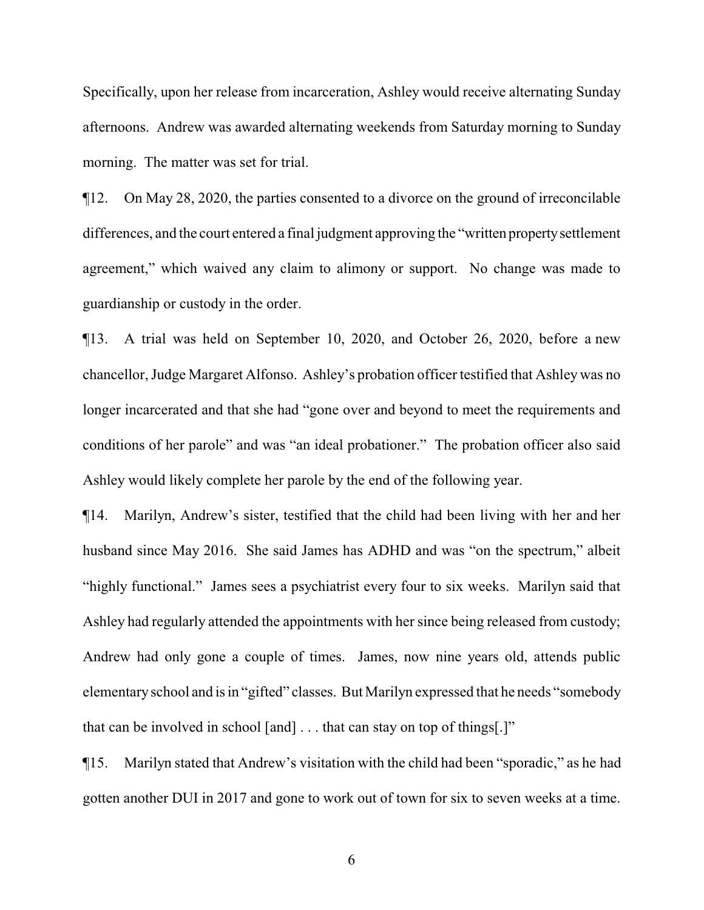Specifically, upon her release from incarceration, Ashley would receive alternating Sunday afternoons. Andrew was awarded alternating weekends from Saturday morning to Sunday morning. The matter was set for trial.

¶12. On May 28, 2020, the parties consented to a divorce on the ground of irreconcilable differences, and the court entered a final judgment approving the "written property settlement agreement," which waived any claim to alimony or support. No change was made to guardianship or custody in the order.

¶13. A trial was held on September 10, 2020, and October 26, 2020, before a new chancellor, Judge Margaret Alfonso. Ashley's probation officer testified that Ashley was no longer incarcerated and that she had "gone over and beyond to meet the requirements and conditions of her parole" and was "an ideal probationer." The probation officer also said Ashley would likely complete her parole by the end of the following year.

¶14. Marilyn, Andrew's sister, testified that the child had been living with her and her husband since May 2016. She said James has ADHD and was "on the spectrum," albeit "highly functional." James sees a psychiatrist every four to six weeks. Marilyn said that Ashley had regularly attended the appointments with her since being released from custody; Andrew had only gone a couple of times. James, now nine years old, attends public elementary school and is in "gifted" classes. But Marilyn expressed that he needs "somebody that can be involved in school [and] . . . that can stay on top of things[.]"

¶15. Marilyn stated that Andrew's visitation with the child had been "sporadic," as he had gotten another DUI in 2017 and gone to work out of town for six to seven weeks at a time.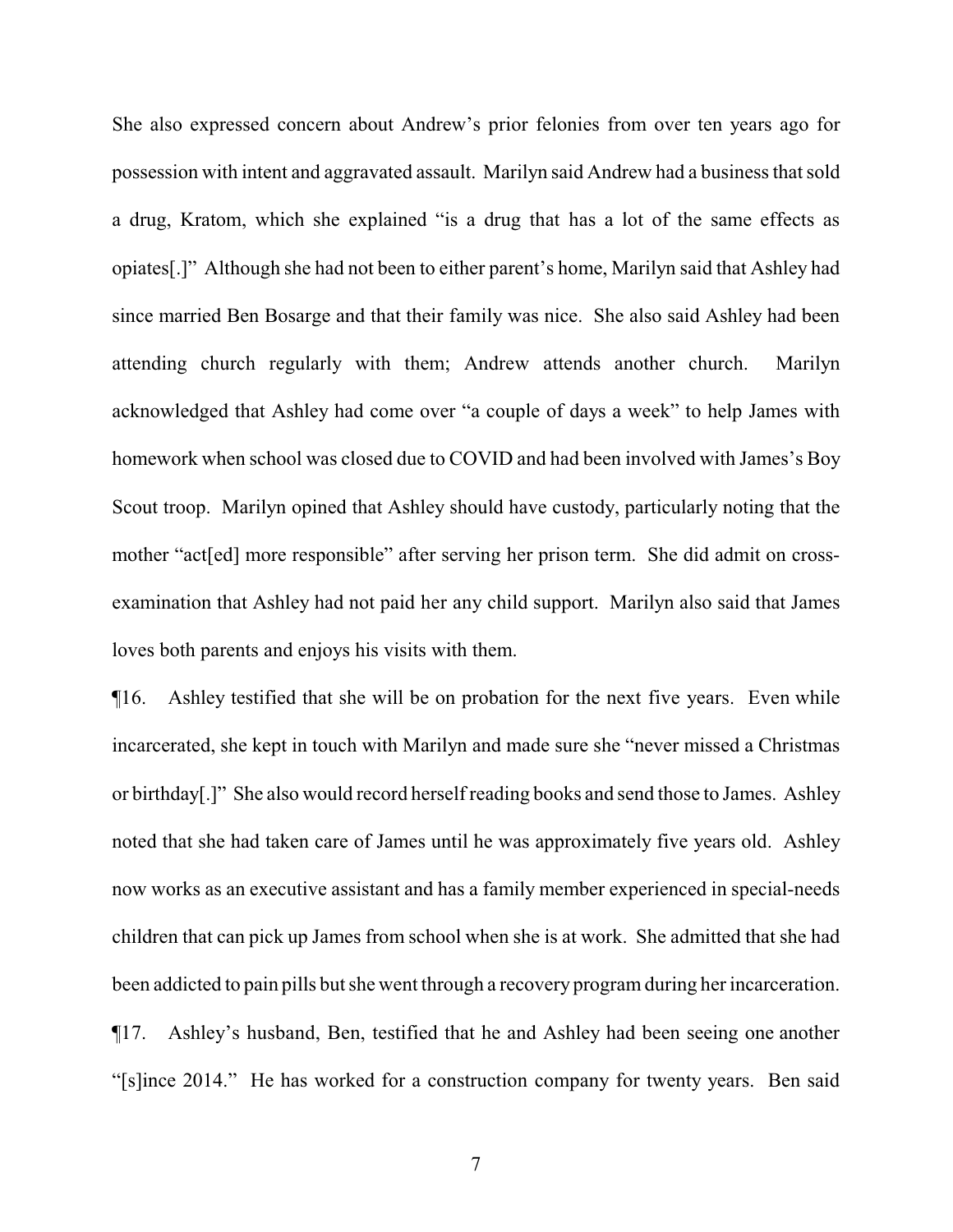She also expressed concern about Andrew's prior felonies from over ten years ago for possession with intent and aggravated assault. Marilyn said Andrew had a business that sold a drug, Kratom, which she explained "is a drug that has a lot of the same effects as opiates[.]" Although she had not been to either parent's home, Marilyn said that Ashley had since married Ben Bosarge and that their family was nice. She also said Ashley had been attending church regularly with them; Andrew attends another church. Marilyn acknowledged that Ashley had come over "a couple of days a week" to help James with homework when school was closed due to COVID and had been involved with James's Boy Scout troop. Marilyn opined that Ashley should have custody, particularly noting that the mother "act[ed] more responsible" after serving her prison term. She did admit on cross-examination that Ashley had not paid her any child support. Marilyn also said that James loves both parents and enjoys his visits with them.

¶16. Ashley testified that she will be on probation for the next five years. Even while incarcerated, she kept in touch with Marilyn and made sure she "never missed a Christmas or birthday[.]" She also would record herself reading books and send those to James. Ashley noted that she had taken care of James until he was approximately five years old. Ashley now works as an executive assistant and has a family member experienced in special-needs children that can pick up James from school when she is at work. She admitted that she had been addicted to pain pills but she went through a recovery program during her incarceration.

¶17. Ashley's husband, Ben, testified that he and Ashley had been seeing one another "[s]ince 2014." He has worked for a construction company for twenty years. Ben said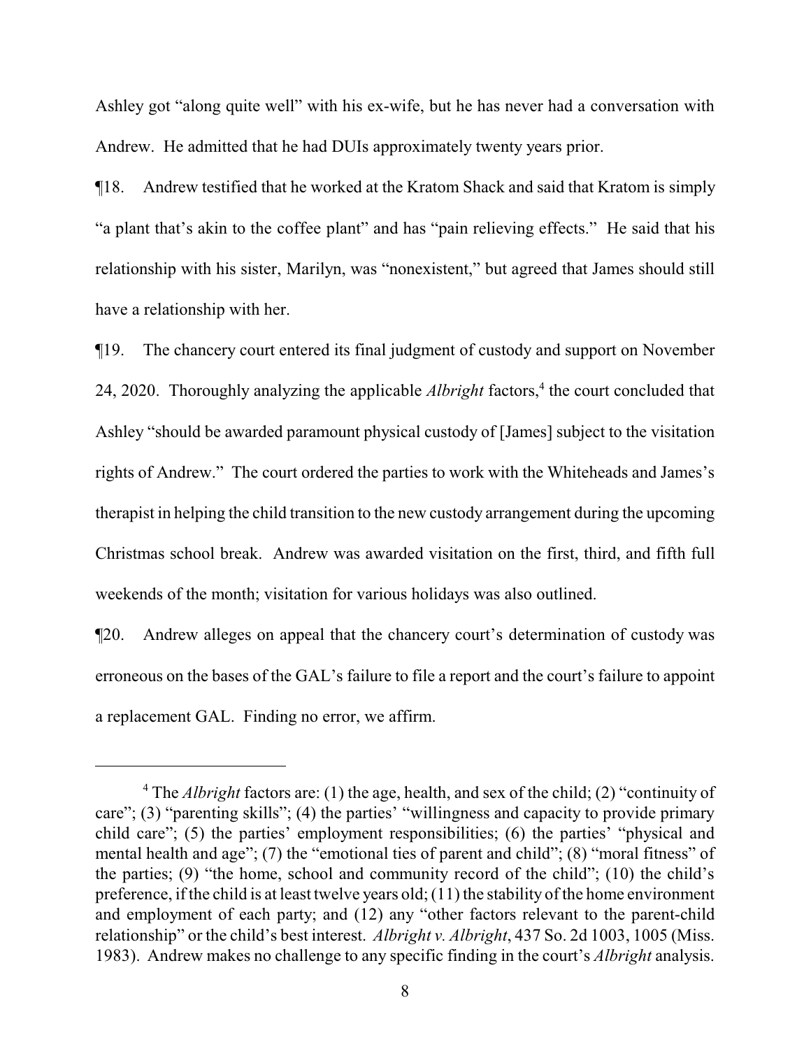Ashley got "along quite well" with his ex-wife, but he has never had a conversation with Andrew. He admitted that he had DUIs approximately twenty years prior.

¶18. Andrew testified that he worked at the Kratom Shack and said that Kratom is simply "a plant that's akin to the coffee plant" and has "pain relieving effects." He said that his relationship with his sister, Marilyn, was "nonexistent," but agreed that James should still have a relationship with her.

¶19. The chancery court entered its final judgment of custody and support on November 24, 2020. Thoroughly analyzing the applicable *Albright* factors,[4] the court concluded that Ashley "should be awarded paramount physical custody of [James] subject to the visitation rights of Andrew." The court ordered the parties to work with the Whiteheads and James's therapist in helping the child transition to the new custody arrangement during the upcoming Christmas school break. Andrew was awarded visitation on the first, third, and fifth full weekends of the month; visitation for various holidays was also outlined.

¶20. Andrew alleges on appeal that the chancery court's determination of custody was erroneous on the bases of the GAL's failure to file a report and the court's failure to appoint a replacement GAL. Finding no error, we affirm.

---

[4] The *Albright* factors are: (1) the age, health, and sex of the child; (2) "continuity of care"; (3) "parenting skills"; (4) the parties' "willingness and capacity to provide primary child care"; (5) the parties' employment responsibilities; (6) the parties' "physical and mental health and age"; (7) the "emotional ties of parent and child"; (8) "moral fitness" of the parties; (9) "the home, school and community record of the child"; (10) the child's preference, if the child is at least twelve years old; (11) the stability of the home environment and employment of each party; and (12) any "other factors relevant to the parent-child relationship" or the child's best interest. *Albright v. Albright*, 437 So. 2d 1003, 1005 (Miss. 1983). Andrew makes no challenge to any specific finding in the court's *Albright* analysis.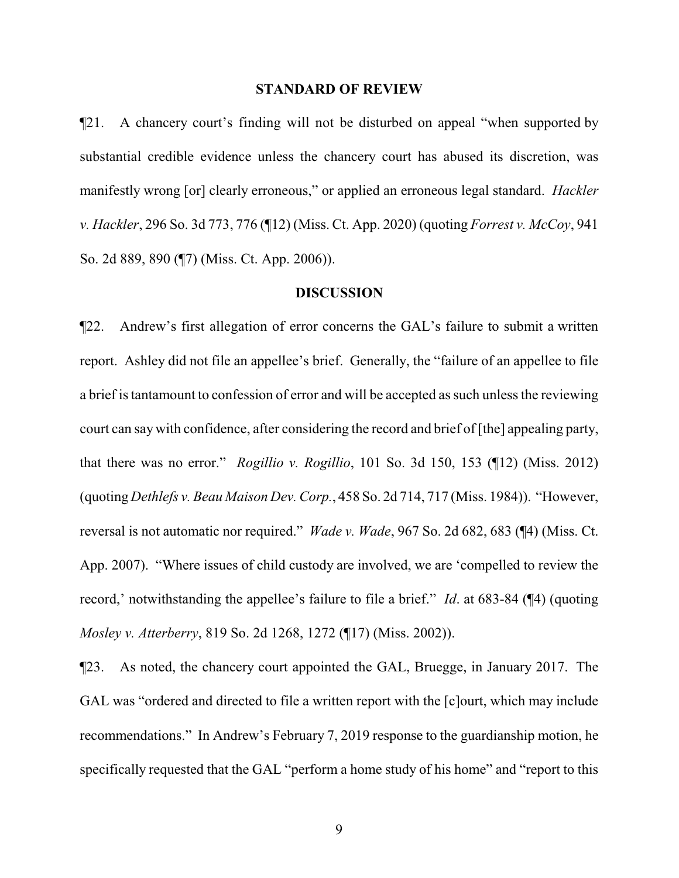## STANDARD OF REVIEW

¶21. A chancery court's finding will not be disturbed on appeal "when supported by substantial credible evidence unless the chancery court has abused its discretion, was manifestly wrong [or] clearly erroneous," or applied an erroneous legal standard. *Hackler v. Hackler*, 296 So. 3d 773, 776 (¶12) (Miss. Ct. App. 2020) (quoting *Forrest v. McCoy*, 941 So. 2d 889, 890 (¶7) (Miss. Ct. App. 2006)).

## DISCUSSION

¶22. Andrew's first allegation of error concerns the GAL's failure to submit a written report. Ashley did not file an appellee's brief. Generally, the "failure of an appellee to file a brief is tantamount to confession of error and will be accepted as such unless the reviewing court can say with confidence, after considering the record and brief of [the] appealing party, that there was no error." *Rogillio v. Rogillio*, 101 So. 3d 150, 153 (¶12) (Miss. 2012) (quoting *Dethlefs v. Beau Maison Dev. Corp.*, 458 So. 2d 714, 717 (Miss. 1984)). "However, reversal is not automatic nor required." *Wade v. Wade*, 967 So. 2d 682, 683 (¶4) (Miss. Ct. App. 2007). "Where issues of child custody are involved, we are 'compelled to review the record,' notwithstanding the appellee's failure to file a brief." *Id*. at 683-84 (¶4) (quoting *Mosley v. Atterberry*, 819 So. 2d 1268, 1272 (¶17) (Miss. 2002)).

¶23. As noted, the chancery court appointed the GAL, Bruegge, in January 2017. The GAL was "ordered and directed to file a written report with the [c]ourt, which may include recommendations." In Andrew's February 7, 2019 response to the guardianship motion, he specifically requested that the GAL "perform a home study of his home" and "report to this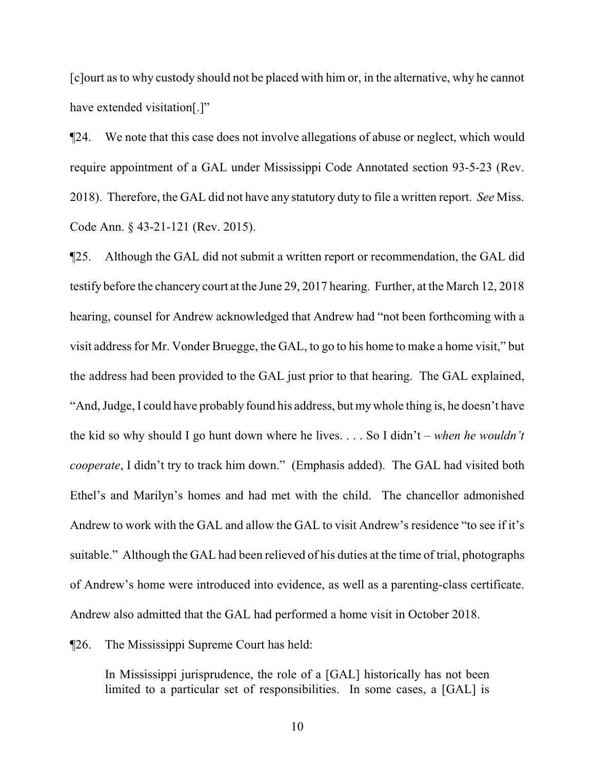[c]ourt as to why custody should not be placed with him or, in the alternative, why he cannot have extended visitation[.]"

¶24. We note that this case does not involve allegations of abuse or neglect, which would require appointment of a GAL under Mississippi Code Annotated section 93-5-23 (Rev. 2018). Therefore, the GAL did not have any statutory duty to file a written report. *See* Miss. Code Ann. § 43-21-121 (Rev. 2015).

¶25. Although the GAL did not submit a written report or recommendation, the GAL did testify before the chancery court at the June 29, 2017 hearing. Further, at the March 12, 2018 hearing, counsel for Andrew acknowledged that Andrew had "not been forthcoming with a visit address for Mr. Vonder Bruegge, the GAL, to go to his home to make a home visit," but the address had been provided to the GAL just prior to that hearing. The GAL explained, "And, Judge, I could have probably found his address, but my whole thing is, he doesn't have the kid so why should I go hunt down where he lives. . . . So I didn't – *when he wouldn't cooperate*, I didn't try to track him down." (Emphasis added). The GAL had visited both Ethel's and Marilyn's homes and had met with the child. The chancellor admonished Andrew to work with the GAL and allow the GAL to visit Andrew's residence "to see if it's suitable." Although the GAL had been relieved of his duties at the time of trial, photographs of Andrew's home were introduced into evidence, as well as a parenting-class certificate. Andrew also admitted that the GAL had performed a home visit in October 2018.

¶26. The Mississippi Supreme Court has held:

> In Mississippi jurisprudence, the role of a [GAL] historically has not been limited to a particular set of responsibilities. In some cases, a [GAL] is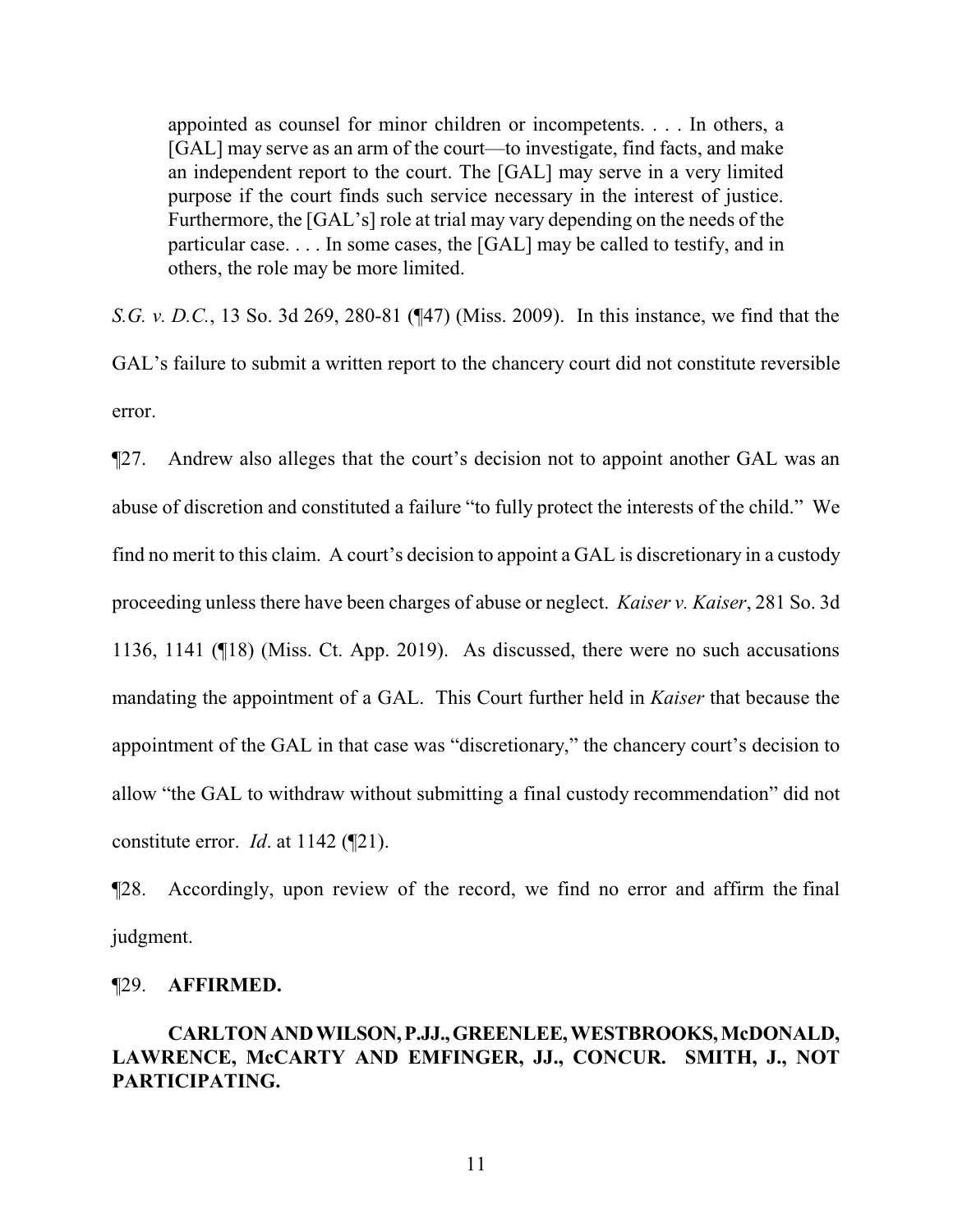> appointed as counsel for minor children or incompetents. . . . In others, a [GAL] may serve as an arm of the court—to investigate, find facts, and make an independent report to the court. The [GAL] may serve in a very limited purpose if the court finds such service necessary in the interest of justice. Furthermore, the [GAL's] role at trial may vary depending on the needs of the particular case. . . . In some cases, the [GAL] may be called to testify, and in others, the role may be more limited.

*S.G. v. D.C.*, 13 So. 3d 269, 280-81 (¶47) (Miss. 2009). In this instance, we find that the GAL's failure to submit a written report to the chancery court did not constitute reversible error.

¶27. Andrew also alleges that the court's decision not to appoint another GAL was an abuse of discretion and constituted a failure "to fully protect the interests of the child." We find no merit to this claim. A court's decision to appoint a GAL is discretionary in a custody proceeding unless there have been charges of abuse or neglect. *Kaiser v. Kaiser*, 281 So. 3d 1136, 1141 (¶18) (Miss. Ct. App. 2019). As discussed, there were no such accusations mandating the appointment of a GAL. This Court further held in *Kaiser* that because the appointment of the GAL in that case was "discretionary," the chancery court's decision to allow "the GAL to withdraw without submitting a final custody recommendation" did not constitute error. *Id*. at 1142 (¶21).

¶28. Accordingly, upon review of the record, we find no error and affirm the final judgment.

¶29. **AFFIRMED.**

**CARLTON AND WILSON, P.JJ., GREENLEE, WESTBROOKS, McDONALD, LAWRENCE, McCARTY AND EMFINGER, JJ., CONCUR. SMITH, J., NOT PARTICIPATING.**